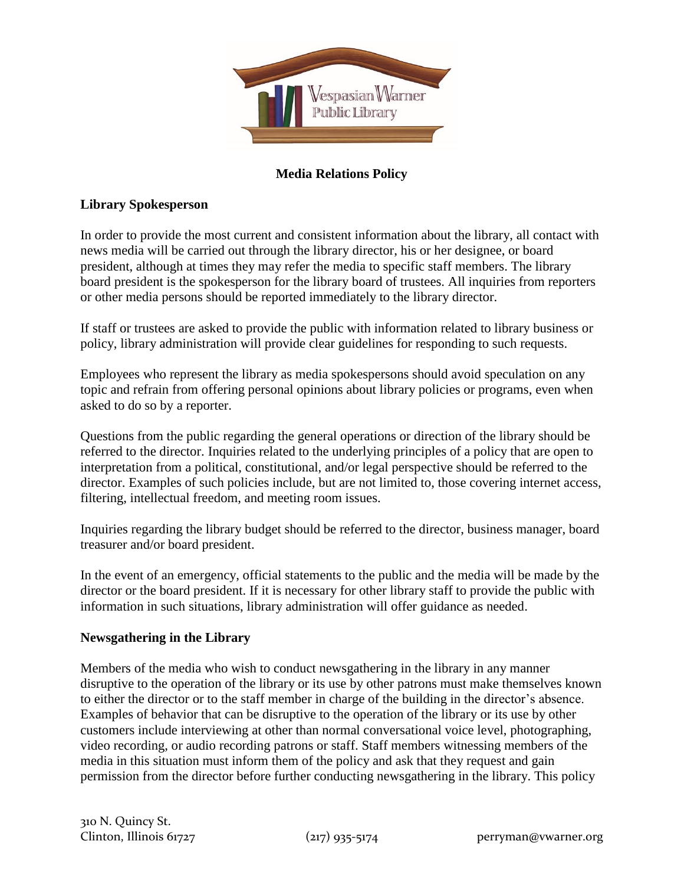Vespasian Warner Public Library

# Media Relations Policy

## Library Spokesperson

In order to provide the most current and consistent information about the library, all contact with news media will be carried out through the library director, his or her designee, or board president, although at times they may refer the media to specific staff members. The library board president is the spokesperson for the library board of trustees. All inquiries from reporters or other media persons should be reported immediately to the library director.

If staff or trustees are asked to provide the public with information related to library business or policy, library administration will provide clear guidelines for responding to such requests.

Employees who represent the library as media spokespersons should avoid speculation on any topic and refrain from offering personal opinions about library policies or programs, even when asked to do so by a reporter.

Questions from the public regarding the general operations or direction of the library should be referred to the director. Inquiries related to the underlying principles of a policy that are open to interpretation from a political, constitutional, and/or legal perspective should be referred to the director. Examples of such policies include, but are not limited to, those covering internet access, filtering, intellectual freedom, and meeting room issues.

Inquiries regarding the library budget should be referred to the director, business manager, board treasurer and/or board president.

In the event of an emergency, official statements to the public and the media will be made by the director or the board president. If it is necessary for other library staff to provide the public with information in such situations, library administration will offer guidance as needed.

## Newsgathering in the Library

Members of the media who wish to conduct newsgathering in the library in any manner disruptive to the operation of the library or its use by other patrons must make themselves known to either the director or to the staff member in charge of the building in the director's absence. Examples of behavior that can be disruptive to the operation of the library or its use by other customers include interviewing at other than normal conversational voice level, photographing, video recording, or audio recording patrons or staff. Staff members witnessing members of the media in this situation must inform them of the policy and ask that they request and gain permission from the director before further conducting newsgathering in the library. This policy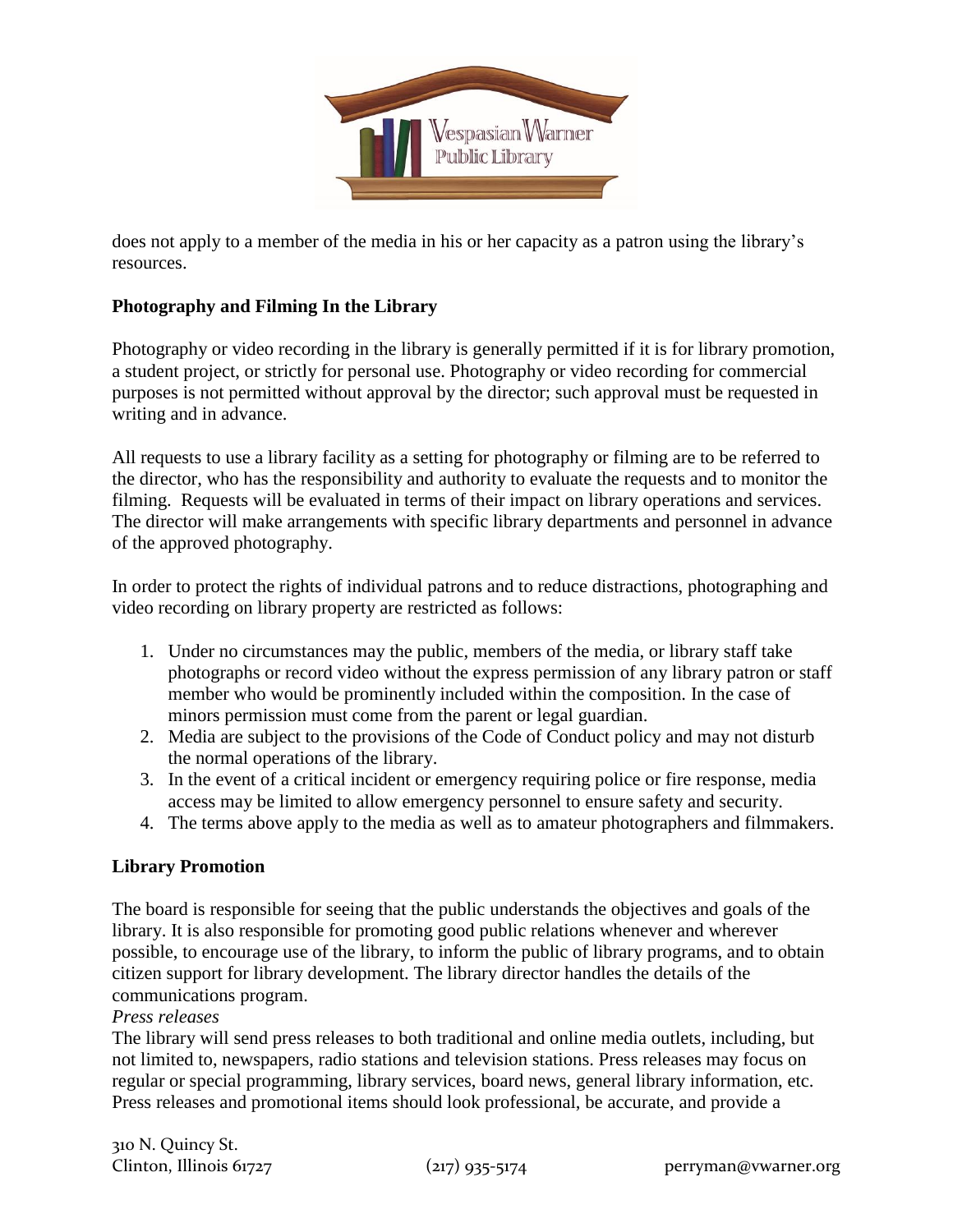does not apply to a member of the media in his or her capacity as a patron using the library's resources.

## Photography and Filming In the Library

Photography or video recording in the library is generally permitted if it is for library promotion, a student project, or strictly for personal use. Photography or video recording for commercial purposes is not permitted without approval by the director; such approval must be requested in writing and in advance.

All requests to use a library facility as a setting for photography or filming are to be referred to the director, who has the responsibility and authority to evaluate the requests and to monitor the filming. Requests will be evaluated in terms of their impact on library operations and services. The director will make arrangements with specific library departments and personnel in advance of the approved photography.

In order to protect the rights of individual patrons and to reduce distractions, photographing and video recording on library property are restricted as follows:

1. Under no circumstances may the public, members of the media, or library staff take photographs or record video without the express permission of any library patron or staff member who would be prominently included within the composition. In the case of minors permission must come from the parent or legal guardian.
2. Media are subject to the provisions of the Code of Conduct policy and may not disturb the normal operations of the library.
3. In the event of a critical incident or emergency requiring police or fire response, media access may be limited to allow emergency personnel to ensure safety and security.
4. The terms above apply to the media as well as to amateur photographers and filmmakers.

## Library Promotion

The board is responsible for seeing that the public understands the objectives and goals of the library. It is also responsible for promoting good public relations whenever and wherever possible, to encourage use of the library, to inform the public of library programs, and to obtain citizen support for library development. The library director handles the details of the communications program.

*Press releases*

The library will send press releases to both traditional and online media outlets, including, but not limited to, newspapers, radio stations and television stations. Press releases may focus on regular or special programming, library services, board news, general library information, etc. Press releases and promotional items should look professional, be accurate, and provide a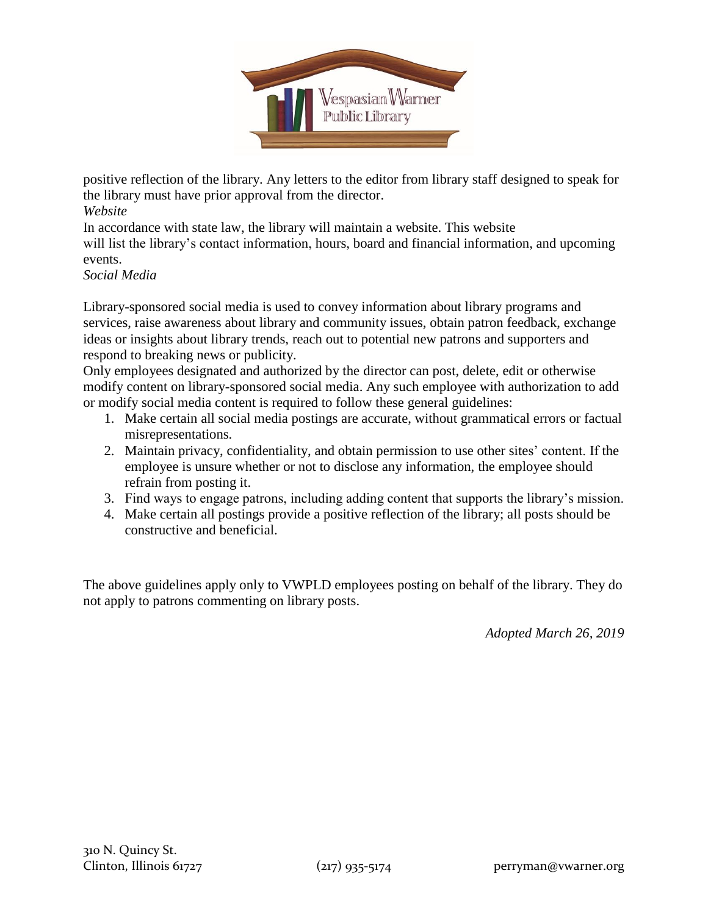positive reflection of the library. Any letters to the editor from library staff designed to speak for the library must have prior approval from the director.

*Website*

In accordance with state law, the library will maintain a website. This website will list the library's contact information, hours, board and financial information, and upcoming events.

*Social Media*

Library-sponsored social media is used to convey information about library programs and services, raise awareness about library and community issues, obtain patron feedback, exchange ideas or insights about library trends, reach out to potential new patrons and supporters and respond to breaking news or publicity.

Only employees designated and authorized by the director can post, delete, edit or otherwise modify content on library-sponsored social media. Any such employee with authorization to add or modify social media content is required to follow these general guidelines:

1. Make certain all social media postings are accurate, without grammatical errors or factual misrepresentations.
2. Maintain privacy, confidentiality, and obtain permission to use other sites' content. If the employee is unsure whether or not to disclose any information, the employee should refrain from posting it.
3. Find ways to engage patrons, including adding content that supports the library's mission.
4. Make certain all postings provide a positive reflection of the library; all posts should be constructive and beneficial.

The above guidelines apply only to VWPLD employees posting on behalf of the library. They do not apply to patrons commenting on library posts.

*Adopted March 26, 2019*